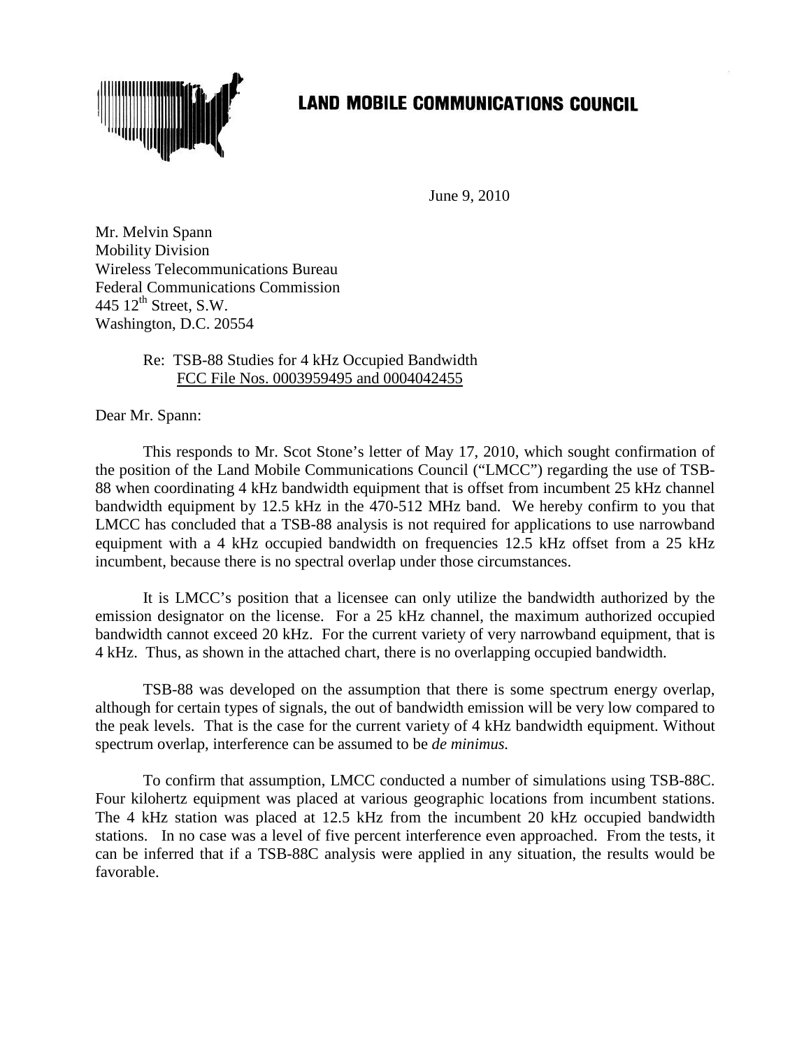# LAND MOBILE COMMUNICATIONS COUNCIL

June 9, 2010

Mr. Melvin Spann
Mobility Division
Wireless Telecommunications Bureau
Federal Communications Commission
445 12th Street, S.W.
Washington, D.C. 20554

Re: TSB-88 Studies for 4 kHz Occupied Bandwidth
FCC File Nos. 0003959495 and 0004042455

Dear Mr. Spann:

This responds to Mr. Scot Stone's letter of May 17, 2010, which sought confirmation of the position of the Land Mobile Communications Council ("LMCC") regarding the use of TSB-88 when coordinating 4 kHz bandwidth equipment that is offset from incumbent 25 kHz channel bandwidth equipment by 12.5 kHz in the 470-512 MHz band. We hereby confirm to you that LMCC has concluded that a TSB-88 analysis is not required for applications to use narrowband equipment with a 4 kHz occupied bandwidth on frequencies 12.5 kHz offset from a 25 kHz incumbent, because there is no spectral overlap under those circumstances.

It is LMCC's position that a licensee can only utilize the bandwidth authorized by the emission designator on the license. For a 25 kHz channel, the maximum authorized occupied bandwidth cannot exceed 20 kHz. For the current variety of very narrowband equipment, that is 4 kHz. Thus, as shown in the attached chart, there is no overlapping occupied bandwidth.

TSB-88 was developed on the assumption that there is some spectrum energy overlap, although for certain types of signals, the out of bandwidth emission will be very low compared to the peak levels. That is the case for the current variety of 4 kHz bandwidth equipment. Without spectrum overlap, interference can be assumed to be *de minimus.*

To confirm that assumption, LMCC conducted a number of simulations using TSB-88C. Four kilohertz equipment was placed at various geographic locations from incumbent stations. The 4 kHz station was placed at 12.5 kHz from the incumbent 20 kHz occupied bandwidth stations. In no case was a level of five percent interference even approached. From the tests, it can be inferred that if a TSB-88C analysis were applied in any situation, the results would be favorable.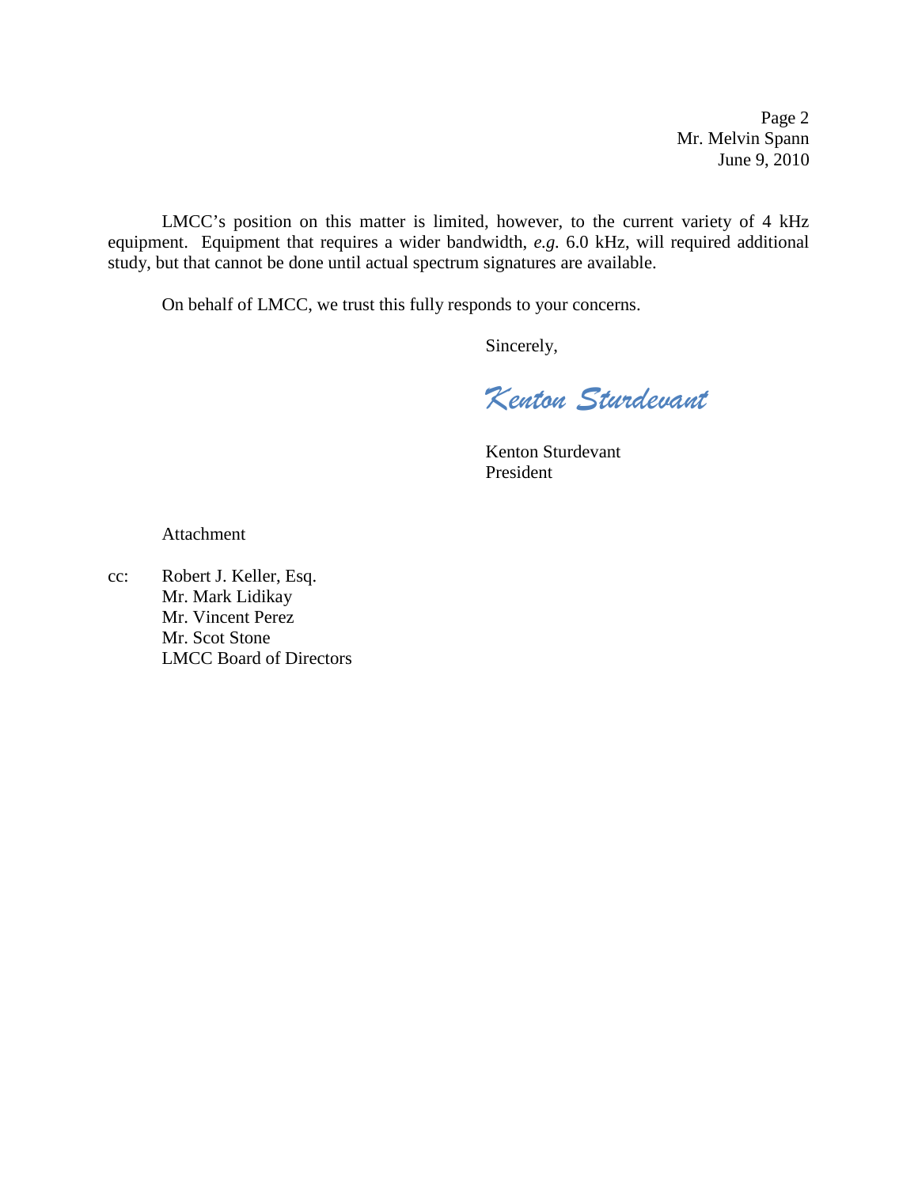Page 2
Mr. Melvin Spann
June 9, 2010

LMCC's position on this matter is limited, however, to the current variety of 4 kHz equipment. Equipment that requires a wider bandwidth, *e.g.* 6.0 kHz, will required additional study, but that cannot be done until actual spectrum signatures are available.

On behalf of LMCC, we trust this fully responds to your concerns.

Sincerely,

*Kenton Sturdevant*

Kenton Sturdevant
President

Attachment

cc: Robert J. Keller, Esq.
Mr. Mark Lidikay
Mr. Vincent Perez
Mr. Scot Stone
LMCC Board of Directors